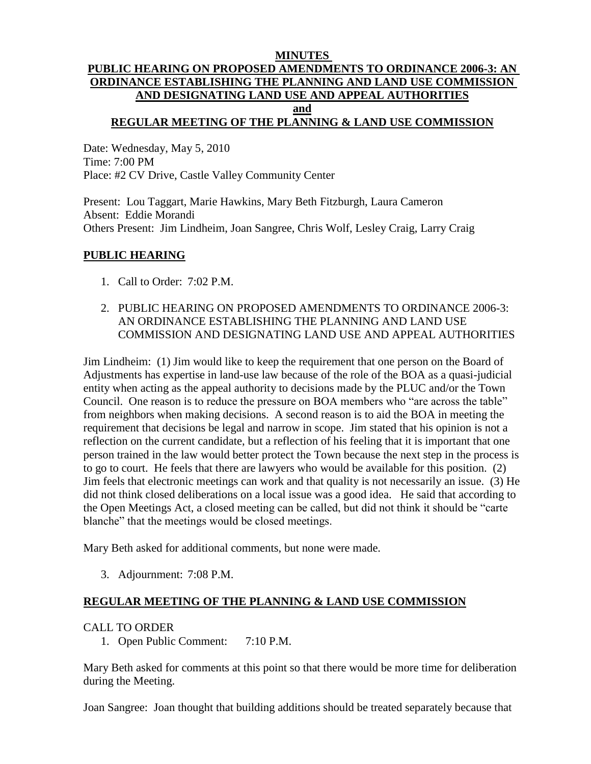**MINUTES**

**PUBLIC HEARING ON PROPOSED AMENDMENTS TO ORDINANCE 2006-3: AN ORDINANCE ESTABLISHING THE PLANNING AND LAND USE COMMISSION AND DESIGNATING LAND USE AND APPEAL AUTHORITIES**

**and**

**REGULAR MEETING OF THE PLANNING & LAND USE COMMISSION**

Date: Wednesday, May 5, 2010
Time: 7:00 PM
Place: #2 CV Drive, Castle Valley Community Center

Present: Lou Taggart, Marie Hawkins, Mary Beth Fitzburgh, Laura Cameron
Absent: Eddie Morandi
Others Present: Jim Lindheim, Joan Sangree, Chris Wolf, Lesley Craig, Larry Craig

## PUBLIC HEARING

1. Call to Order: 7:02 P.M.
2. PUBLIC HEARING ON PROPOSED AMENDMENTS TO ORDINANCE 2006-3: AN ORDINANCE ESTABLISHING THE PLANNING AND LAND USE COMMISSION AND DESIGNATING LAND USE AND APPEAL AUTHORITIES

Jim Lindheim: (1) Jim would like to keep the requirement that one person on the Board of Adjustments has expertise in land-use law because of the role of the BOA as a quasi-judicial entity when acting as the appeal authority to decisions made by the PLUC and/or the Town Council. One reason is to reduce the pressure on BOA members who "are across the table" from neighbors when making decisions. A second reason is to aid the BOA in meeting the requirement that decisions be legal and narrow in scope. Jim stated that his opinion is not a reflection on the current candidate, but a reflection of his feeling that it is important that one person trained in the law would better protect the Town because the next step in the process is to go to court. He feels that there are lawyers who would be available for this position. (2) Jim feels that electronic meetings can work and that quality is not necessarily an issue. (3) He did not think closed deliberations on a local issue was a good idea. He said that according to the Open Meetings Act, a closed meeting can be called, but did not think it should be "carte blanche" that the meetings would be closed meetings.

Mary Beth asked for additional comments, but none were made.

3. Adjournment: 7:08 P.M.

## REGULAR MEETING OF THE PLANNING & LAND USE COMMISSION

CALL TO ORDER

1. Open Public Comment: 7:10 P.M.

Mary Beth asked for comments at this point so that there would be more time for deliberation during the Meeting.

Joan Sangree: Joan thought that building additions should be treated separately because that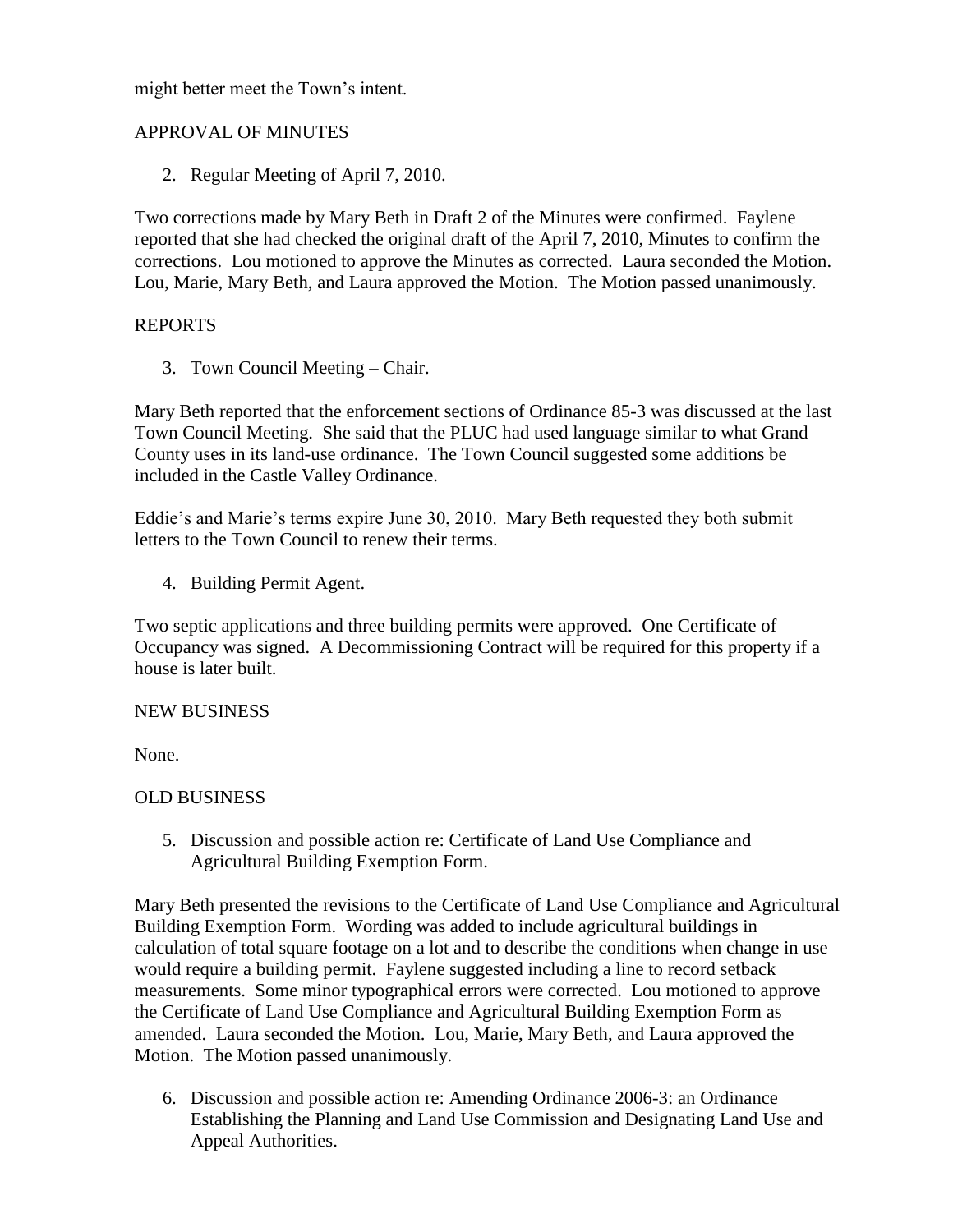might better meet the Town's intent.

## APPROVAL OF MINUTES

2. Regular Meeting of April 7, 2010.

Two corrections made by Mary Beth in Draft 2 of the Minutes were confirmed. Faylene reported that she had checked the original draft of the April 7, 2010, Minutes to confirm the corrections. Lou motioned to approve the Minutes as corrected. Laura seconded the Motion. Lou, Marie, Mary Beth, and Laura approved the Motion. The Motion passed unanimously.

## REPORTS

3. Town Council Meeting – Chair.

Mary Beth reported that the enforcement sections of Ordinance 85-3 was discussed at the last Town Council Meeting. She said that the PLUC had used language similar to what Grand County uses in its land-use ordinance. The Town Council suggested some additions be included in the Castle Valley Ordinance.

Eddie's and Marie's terms expire June 30, 2010. Mary Beth requested they both submit letters to the Town Council to renew their terms.

4. Building Permit Agent.

Two septic applications and three building permits were approved. One Certificate of Occupancy was signed. A Decommissioning Contract will be required for this property if a house is later built.

## NEW BUSINESS

None.

## OLD BUSINESS

5. Discussion and possible action re: Certificate of Land Use Compliance and Agricultural Building Exemption Form.

Mary Beth presented the revisions to the Certificate of Land Use Compliance and Agricultural Building Exemption Form. Wording was added to include agricultural buildings in calculation of total square footage on a lot and to describe the conditions when change in use would require a building permit. Faylene suggested including a line to record setback measurements. Some minor typographical errors were corrected. Lou motioned to approve the Certificate of Land Use Compliance and Agricultural Building Exemption Form as amended. Laura seconded the Motion. Lou, Marie, Mary Beth, and Laura approved the Motion. The Motion passed unanimously.

6. Discussion and possible action re: Amending Ordinance 2006-3: an Ordinance Establishing the Planning and Land Use Commission and Designating Land Use and Appeal Authorities.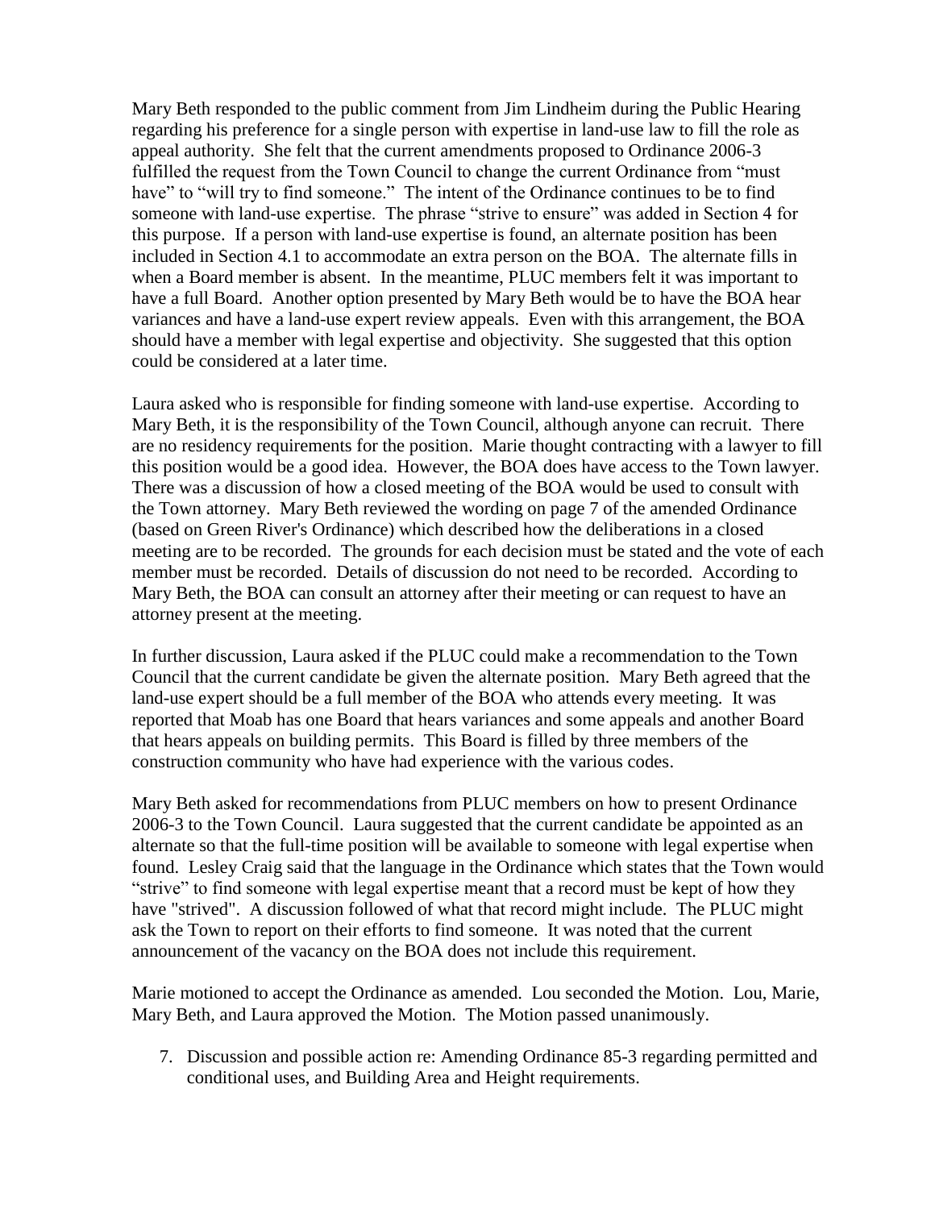Mary Beth responded to the public comment from Jim Lindheim during the Public Hearing regarding his preference for a single person with expertise in land-use law to fill the role as appeal authority. She felt that the current amendments proposed to Ordinance 2006-3 fulfilled the request from the Town Council to change the current Ordinance from "must have" to "will try to find someone." The intent of the Ordinance continues to be to find someone with land-use expertise. The phrase "strive to ensure" was added in Section 4 for this purpose. If a person with land-use expertise is found, an alternate position has been included in Section 4.1 to accommodate an extra person on the BOA. The alternate fills in when a Board member is absent. In the meantime, PLUC members felt it was important to have a full Board. Another option presented by Mary Beth would be to have the BOA hear variances and have a land-use expert review appeals. Even with this arrangement, the BOA should have a member with legal expertise and objectivity. She suggested that this option could be considered at a later time.

Laura asked who is responsible for finding someone with land-use expertise. According to Mary Beth, it is the responsibility of the Town Council, although anyone can recruit. There are no residency requirements for the position. Marie thought contracting with a lawyer to fill this position would be a good idea. However, the BOA does have access to the Town lawyer. There was a discussion of how a closed meeting of the BOA would be used to consult with the Town attorney. Mary Beth reviewed the wording on page 7 of the amended Ordinance (based on Green River's Ordinance) which described how the deliberations in a closed meeting are to be recorded. The grounds for each decision must be stated and the vote of each member must be recorded. Details of discussion do not need to be recorded. According to Mary Beth, the BOA can consult an attorney after their meeting or can request to have an attorney present at the meeting.

In further discussion, Laura asked if the PLUC could make a recommendation to the Town Council that the current candidate be given the alternate position. Mary Beth agreed that the land-use expert should be a full member of the BOA who attends every meeting. It was reported that Moab has one Board that hears variances and some appeals and another Board that hears appeals on building permits. This Board is filled by three members of the construction community who have had experience with the various codes.

Mary Beth asked for recommendations from PLUC members on how to present Ordinance 2006-3 to the Town Council. Laura suggested that the current candidate be appointed as an alternate so that the full-time position will be available to someone with legal expertise when found. Lesley Craig said that the language in the Ordinance which states that the Town would "strive" to find someone with legal expertise meant that a record must be kept of how they have "strived". A discussion followed of what that record might include. The PLUC might ask the Town to report on their efforts to find someone. It was noted that the current announcement of the vacancy on the BOA does not include this requirement.

Marie motioned to accept the Ordinance as amended. Lou seconded the Motion. Lou, Marie, Mary Beth, and Laura approved the Motion. The Motion passed unanimously.

7. Discussion and possible action re: Amending Ordinance 85-3 regarding permitted and conditional uses, and Building Area and Height requirements.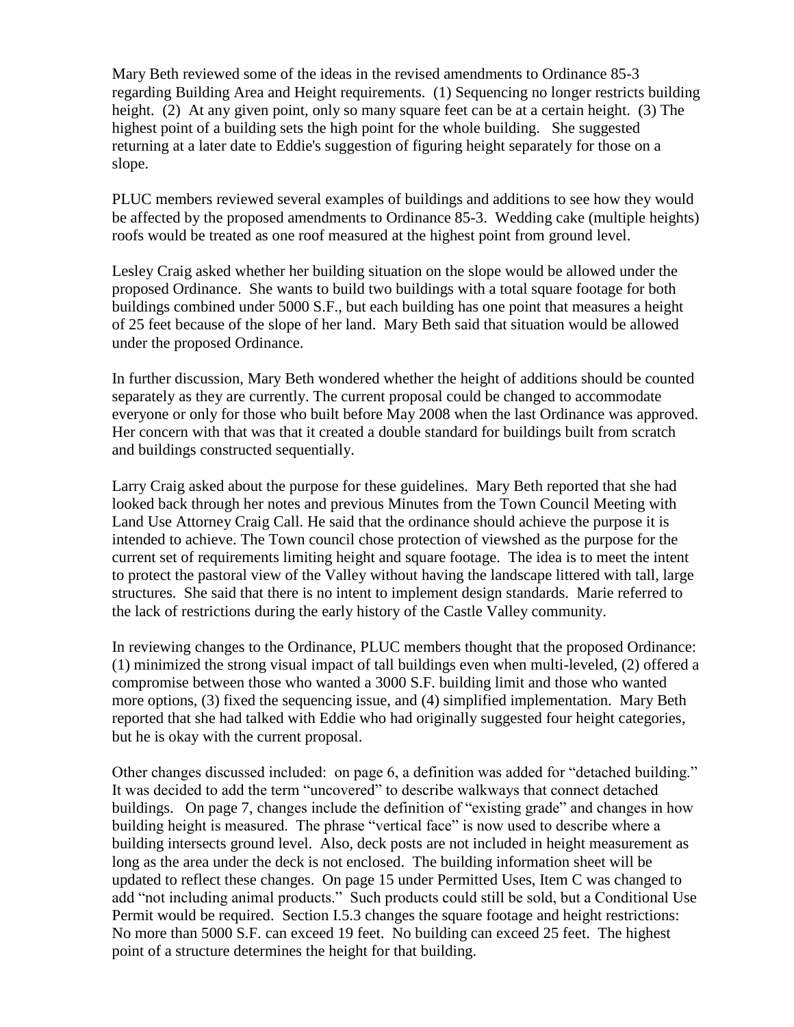Mary Beth reviewed some of the ideas in the revised amendments to Ordinance 85-3 regarding Building Area and Height requirements. (1) Sequencing no longer restricts building height. (2) At any given point, only so many square feet can be at a certain height. (3) The highest point of a building sets the high point for the whole building. She suggested returning at a later date to Eddie's suggestion of figuring height separately for those on a slope.

PLUC members reviewed several examples of buildings and additions to see how they would be affected by the proposed amendments to Ordinance 85-3. Wedding cake (multiple heights) roofs would be treated as one roof measured at the highest point from ground level.

Lesley Craig asked whether her building situation on the slope would be allowed under the proposed Ordinance. She wants to build two buildings with a total square footage for both buildings combined under 5000 S.F., but each building has one point that measures a height of 25 feet because of the slope of her land. Mary Beth said that situation would be allowed under the proposed Ordinance.

In further discussion, Mary Beth wondered whether the height of additions should be counted separately as they are currently. The current proposal could be changed to accommodate everyone or only for those who built before May 2008 when the last Ordinance was approved. Her concern with that was that it created a double standard for buildings built from scratch and buildings constructed sequentially.

Larry Craig asked about the purpose for these guidelines. Mary Beth reported that she had looked back through her notes and previous Minutes from the Town Council Meeting with Land Use Attorney Craig Call. He said that the ordinance should achieve the purpose it is intended to achieve. The Town council chose protection of viewshed as the purpose for the current set of requirements limiting height and square footage. The idea is to meet the intent to protect the pastoral view of the Valley without having the landscape littered with tall, large structures. She said that there is no intent to implement design standards. Marie referred to the lack of restrictions during the early history of the Castle Valley community.

In reviewing changes to the Ordinance, PLUC members thought that the proposed Ordinance: (1) minimized the strong visual impact of tall buildings even when multi-leveled, (2) offered a compromise between those who wanted a 3000 S.F. building limit and those who wanted more options, (3) fixed the sequencing issue, and (4) simplified implementation. Mary Beth reported that she had talked with Eddie who had originally suggested four height categories, but he is okay with the current proposal.

Other changes discussed included: on page 6, a definition was added for "detached building." It was decided to add the term "uncovered" to describe walkways that connect detached buildings. On page 7, changes include the definition of "existing grade" and changes in how building height is measured. The phrase "vertical face" is now used to describe where a building intersects ground level. Also, deck posts are not included in height measurement as long as the area under the deck is not enclosed. The building information sheet will be updated to reflect these changes. On page 15 under Permitted Uses, Item C was changed to add "not including animal products." Such products could still be sold, but a Conditional Use Permit would be required. Section I.5.3 changes the square footage and height restrictions: No more than 5000 S.F. can exceed 19 feet. No building can exceed 25 feet. The highest point of a structure determines the height for that building.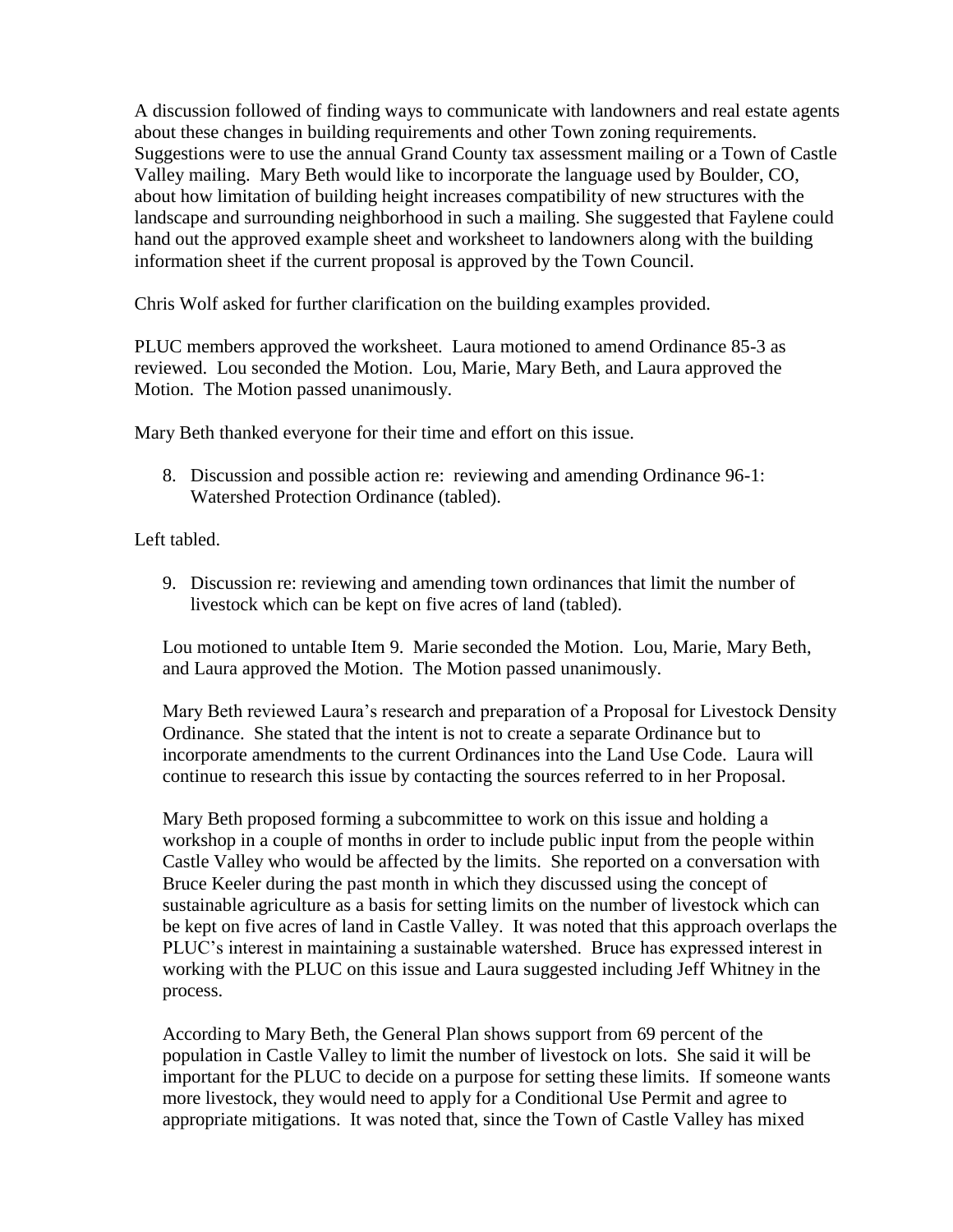A discussion followed of finding ways to communicate with landowners and real estate agents about these changes in building requirements and other Town zoning requirements. Suggestions were to use the annual Grand County tax assessment mailing or a Town of Castle Valley mailing. Mary Beth would like to incorporate the language used by Boulder, CO, about how limitation of building height increases compatibility of new structures with the landscape and surrounding neighborhood in such a mailing. She suggested that Faylene could hand out the approved example sheet and worksheet to landowners along with the building information sheet if the current proposal is approved by the Town Council.

Chris Wolf asked for further clarification on the building examples provided.

PLUC members approved the worksheet. Laura motioned to amend Ordinance 85-3 as reviewed. Lou seconded the Motion. Lou, Marie, Mary Beth, and Laura approved the Motion. The Motion passed unanimously.

Mary Beth thanked everyone for their time and effort on this issue.

8. Discussion and possible action re: reviewing and amending Ordinance 96-1: Watershed Protection Ordinance (tabled).

Left tabled.

9. Discussion re: reviewing and amending town ordinances that limit the number of livestock which can be kept on five acres of land (tabled).

Lou motioned to untable Item 9. Marie seconded the Motion. Lou, Marie, Mary Beth, and Laura approved the Motion. The Motion passed unanimously.

Mary Beth reviewed Laura's research and preparation of a Proposal for Livestock Density Ordinance. She stated that the intent is not to create a separate Ordinance but to incorporate amendments to the current Ordinances into the Land Use Code. Laura will continue to research this issue by contacting the sources referred to in her Proposal.

Mary Beth proposed forming a subcommittee to work on this issue and holding a workshop in a couple of months in order to include public input from the people within Castle Valley who would be affected by the limits. She reported on a conversation with Bruce Keeler during the past month in which they discussed using the concept of sustainable agriculture as a basis for setting limits on the number of livestock which can be kept on five acres of land in Castle Valley. It was noted that this approach overlaps the PLUC's interest in maintaining a sustainable watershed. Bruce has expressed interest in working with the PLUC on this issue and Laura suggested including Jeff Whitney in the process.

According to Mary Beth, the General Plan shows support from 69 percent of the population in Castle Valley to limit the number of livestock on lots. She said it will be important for the PLUC to decide on a purpose for setting these limits. If someone wants more livestock, they would need to apply for a Conditional Use Permit and agree to appropriate mitigations. It was noted that, since the Town of Castle Valley has mixed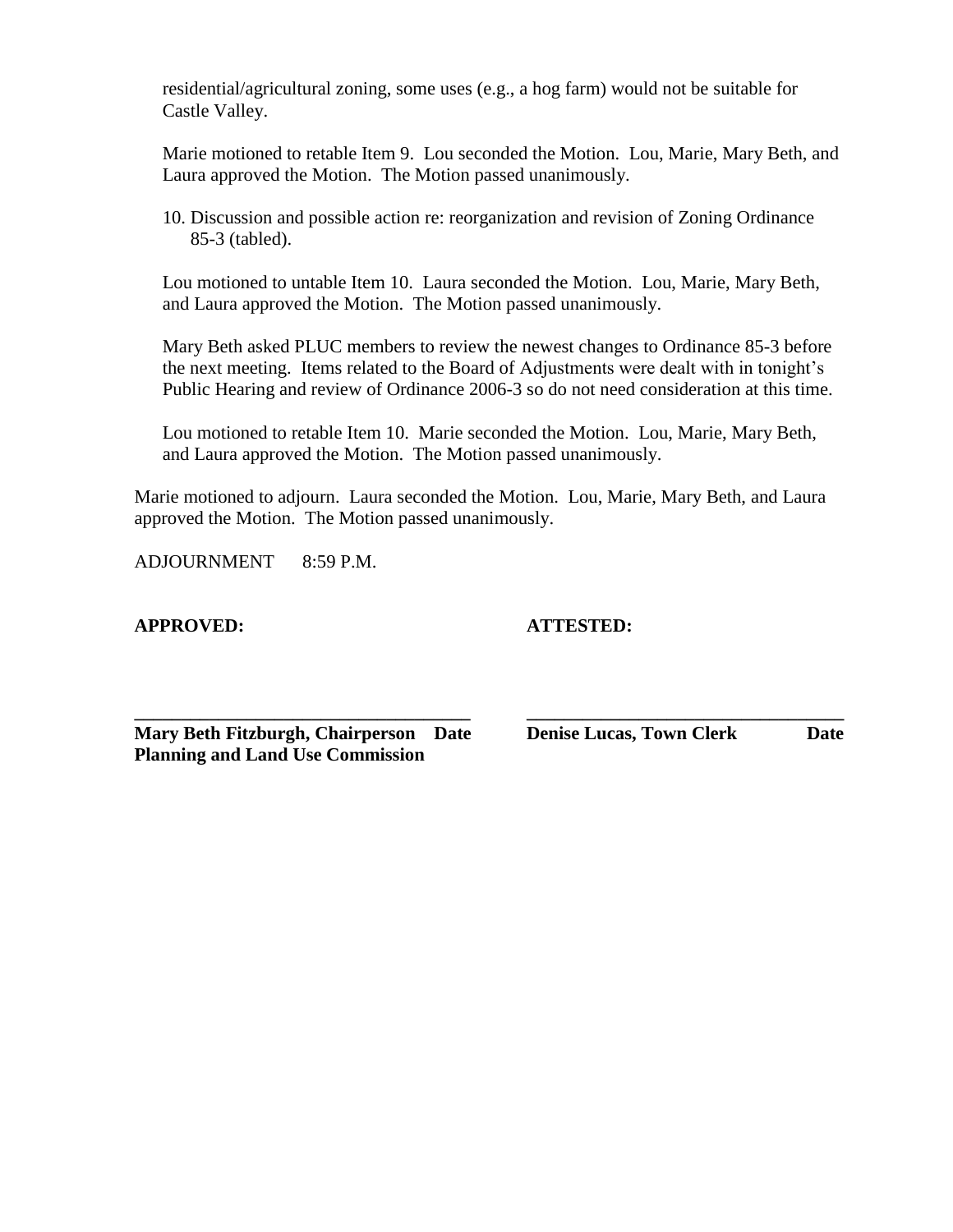residential/agricultural zoning, some uses (e.g., a hog farm) would not be suitable for Castle Valley.

Marie motioned to retable Item 9. Lou seconded the Motion. Lou, Marie, Mary Beth, and Laura approved the Motion. The Motion passed unanimously.

10. Discussion and possible action re: reorganization and revision of Zoning Ordinance 85-3 (tabled).

Lou motioned to untable Item 10. Laura seconded the Motion. Lou, Marie, Mary Beth, and Laura approved the Motion. The Motion passed unanimously.

Mary Beth asked PLUC members to review the newest changes to Ordinance 85-3 before the next meeting. Items related to the Board of Adjustments were dealt with in tonight's Public Hearing and review of Ordinance 2006-3 so do not need consideration at this time.

Lou motioned to retable Item 10. Marie seconded the Motion. Lou, Marie, Mary Beth, and Laura approved the Motion. The Motion passed unanimously.

Marie motioned to adjourn. Laura seconded the Motion. Lou, Marie, Mary Beth, and Laura approved the Motion. The Motion passed unanimously.

ADJOURNMENT 8:59 P.M.

**APPROVED:** **ATTESTED:**

**\_\_\_\_\_\_\_\_\_\_\_\_\_\_\_\_\_\_\_\_\_\_\_\_\_\_\_\_\_\_\_\_\_\_\_\_**
**Mary Beth Fitzburgh, Chairperson Date**
**Planning and Land Use Commission**

**\_\_\_\_\_\_\_\_\_\_\_\_\_\_\_\_\_\_\_\_\_\_\_\_\_\_\_\_\_\_\_\_\_\_\_\_**
**Denise Lucas, Town Clerk Date**